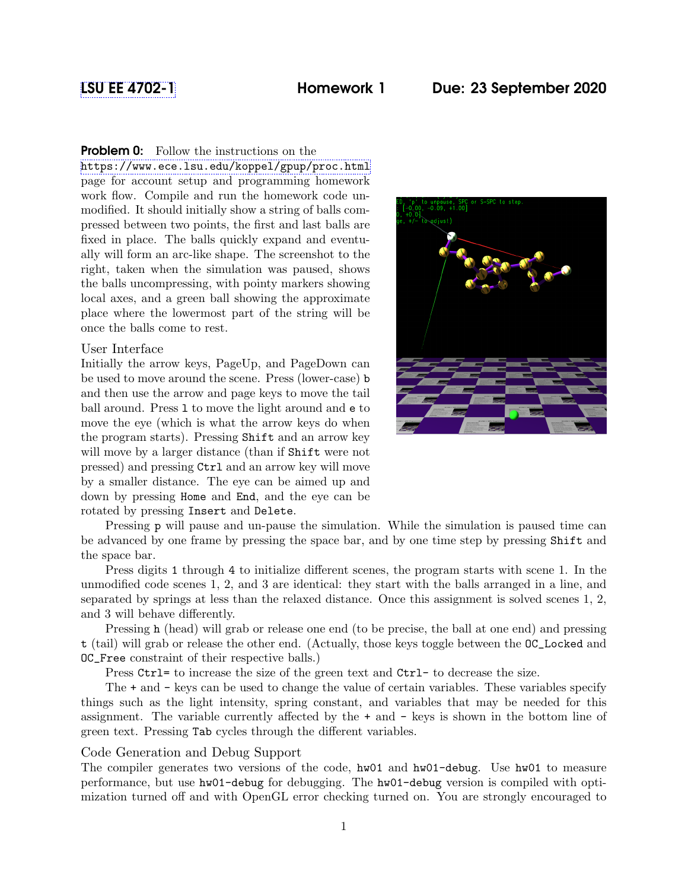LSU EE 4702-1 **Homework 1** **Due: 23 September 2020**

**Problem 0:** Follow the instructions on the https://www.ece.lsu.edu/koppel/gpup/proc.html page for account setup and programming homework work flow. Compile and run the homework code unmodified. It should initially show a string of balls compressed between two points, the first and last balls are fixed in place. The balls quickly expand and eventually will form an arc-like shape. The screenshot to the right, taken when the simulation was paused, shows the balls uncompressing, with pointy markers showing local axes, and a green ball showing the approximate place where the lowermost part of the string will be once the balls come to rest.

## User Interface

Initially the arrow keys, PageUp, and PageDown can be used to move around the scene. Press (lower-case) `b` and then use the arrow and page keys to move the tail ball around. Press `l` to move the light around and `e` to move the eye (which is what the arrow keys do when the program starts). Pressing `Shift` and an arrow key will move by a larger distance (than if `Shift` were not pressed) and pressing `Ctrl` and an arrow key will move by a smaller distance. The eye can be aimed up and down by pressing `Home` and `End`, and the eye can be rotated by pressing `Insert` and `Delete`.

Pressing `p` will pause and un-pause the simulation. While the simulation is paused time can be advanced by one frame by pressing the space bar, and by one time step by pressing `Shift` and the space bar.

Press digits `1` through `4` to initialize different scenes, the program starts with scene 1. In the unmodified code scenes 1, 2, and 3 are identical: they start with the balls arranged in a line, and separated by springs at less than the relaxed distance. Once this assignment is solved scenes 1, 2, and 3 will behave differently.

Pressing `h` (head) will grab or release one end (to be precise, the ball at one end) and pressing `t` (tail) will grab or release the other end. (Actually, those keys toggle between the `OC_Locked` and `OC_Free` constraint of their respective balls.)

Press `Ctrl=` to increase the size of the green text and `Ctrl-` to decrease the size.

The `+` and `-` keys can be used to change the value of certain variables. These variables specify things such as the light intensity, spring constant, and variables that may be needed for this assignment. The variable currently affected by the `+` and `-` keys is shown in the bottom line of green text. Pressing `Tab` cycles through the different variables.

## Code Generation and Debug Support

The compiler generates two versions of the code, `hw01` and `hw01-debug`. Use `hw01` to measure performance, but use `hw01-debug` for debugging. The `hw01-debug` version is compiled with optimization turned off and with OpenGL error checking turned on. You are strongly encouraged to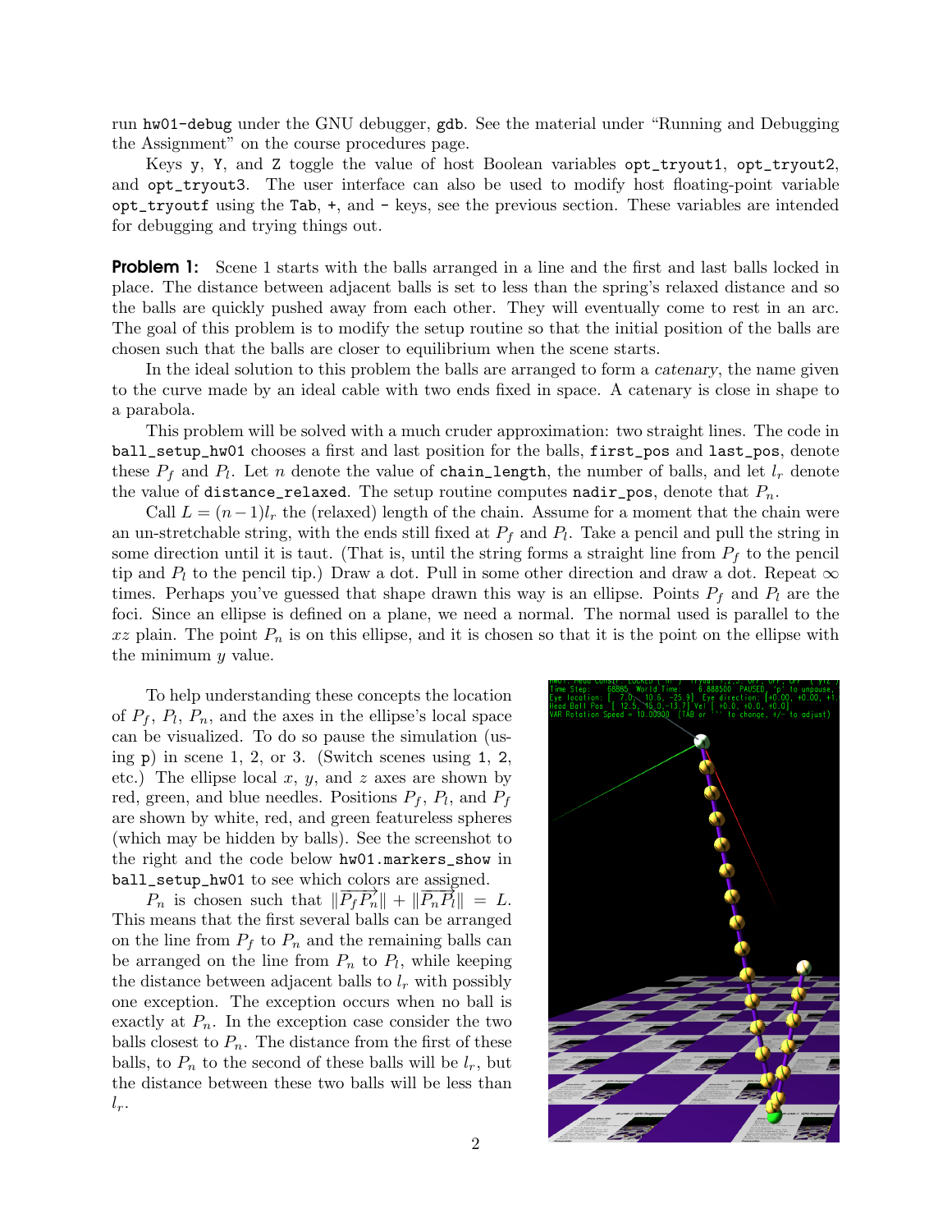run `hw01-debug` under the GNU debugger, `gdb`. See the material under "Running and Debugging the Assignment" on the course procedures page.

Keys `y`, `Y`, and `Z` toggle the value of host Boolean variables `opt_tryout1`, `opt_tryout2`, and `opt_tryout3`. The user interface can also be used to modify host floating-point variable `opt_tryoutf` using the `Tab`, `+`, and `-` keys, see the previous section. These variables are intended for debugging and trying things out.

**Problem 1:** Scene 1 starts with the balls arranged in a line and the first and last balls locked in place. The distance between adjacent balls is set to less than the spring's relaxed distance and so the balls are quickly pushed away from each other. They will eventually come to rest in an arc. The goal of this problem is to modify the setup routine so that the initial position of the balls are chosen such that the balls are closer to equilibrium when the scene starts.

In the ideal solution to this problem the balls are arranged to form a *catenary*, the name given to the curve made by an ideal cable with two ends fixed in space. A catenary is close in shape to a parabola.

This problem will be solved with a much cruder approximation: two straight lines. The code in `ball_setup_hw01` chooses a first and last position for the balls, `first_pos` and `last_pos`, denote these $P_f$ and $P_l$. Let $n$ denote the value of `chain_length`, the number of balls, and let $l_r$ denote the value of `distance_relaxed`. The setup routine computes `nadir_pos`, denote that $P_n$.

Call $L = (n-1)l_r$ the (relaxed) length of the chain. Assume for a moment that the chain were an un-stretchable string, with the ends still fixed at $P_f$ and $P_l$. Take a pencil and pull the string in some direction until it is taut. (That is, until the string forms a straight line from $P_f$ to the pencil tip and $P_l$ to the pencil tip.) Draw a dot. Pull in some other direction and draw a dot. Repeat $\infty$ times. Perhaps you've guessed that shape drawn this way is an ellipse. Points $P_f$ and $P_l$ are the foci. Since an ellipse is defined on a plane, we need a normal. The normal used is parallel to the $xz$ plain. The point $P_n$ is on this ellipse, and it is chosen so that it is the point on the ellipse with the minimum $y$ value.

To help understanding these concepts the location of $P_f$, $P_l$, $P_n$, and the axes in the ellipse's local space can be visualized. To do so pause the simulation (using `p`) in scene 1, 2, or 3. (Switch scenes using `1`, `2`, etc.) The ellipse local $x$, $y$, and $z$ axes are shown by red, green, and blue needles. Positions $P_f$, $P_l$, and $P_f$ are shown by white, red, and green featureless spheres (which may be hidden by balls). See the screenshot to the right and the code below `hw01.markers_show` in `ball_setup_hw01` to see which colors are assigned.

$P_n$ is chosen such that $\|\overrightarrow{P_fP_n}\| + \|\overrightarrow{P_nP_l}\| = L$. This means that the first several balls can be arranged on the line from $P_f$ to $P_n$ and the remaining balls can be arranged on the line from $P_n$ to $P_l$, while keeping the distance between adjacent balls to $l_r$ with possibly one exception. The exception occurs when no ball is exactly at $P_n$. In the exception case consider the two balls closest to $P_n$. The distance from the first of these balls, to $P_n$ to the second of these balls will be $l_r$, but the distance between these two balls will be less than $l_r$.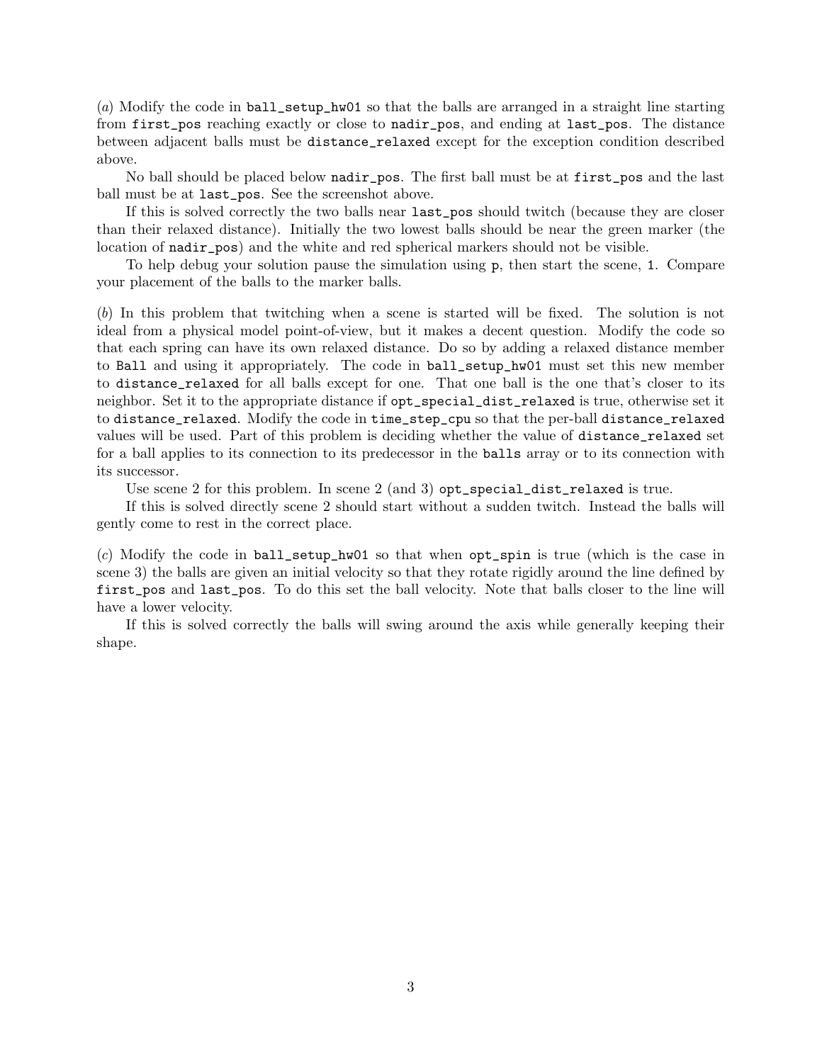(*a*) Modify the code in `ball_setup_hw01` so that the balls are arranged in a straight line starting from `first_pos` reaching exactly or close to `nadir_pos`, and ending at `last_pos`. The distance between adjacent balls must be `distance_relaxed` except for the exception condition described above.

No ball should be placed below `nadir_pos`. The first ball must be at `first_pos` and the last ball must be at `last_pos`. See the screenshot above.

If this is solved correctly the two balls near `last_pos` should twitch (because they are closer than their relaxed distance). Initially the two lowest balls should be near the green marker (the location of `nadir_pos`) and the white and red spherical markers should not be visible.

To help debug your solution pause the simulation using `p`, then start the scene, `1`. Compare your placement of the balls to the marker balls.

(*b*) In this problem that twitching when a scene is started will be fixed. The solution is not ideal from a physical model point-of-view, but it makes a decent question. Modify the code so that each spring can have its own relaxed distance. Do so by adding a relaxed distance member to `Ball` and using it appropriately. The code in `ball_setup_hw01` must set this new member to `distance_relaxed` for all balls except for one. That one ball is the one that's closer to its neighbor. Set it to the appropriate distance if `opt_special_dist_relaxed` is true, otherwise set it to `distance_relaxed`. Modify the code in `time_step_cpu` so that the per-ball `distance_relaxed` values will be used. Part of this problem is deciding whether the value of `distance_relaxed` set for a ball applies to its connection to its predecessor in the `balls` array or to its connection with its successor.

Use scene 2 for this problem. In scene 2 (and 3) `opt_special_dist_relaxed` is true.

If this is solved directly scene 2 should start without a sudden twitch. Instead the balls will gently come to rest in the correct place.

(*c*) Modify the code in `ball_setup_hw01` so that when `opt_spin` is true (which is the case in scene 3) the balls are given an initial velocity so that they rotate rigidly around the line defined by `first_pos` and `last_pos`. To do this set the ball velocity. Note that balls closer to the line will have a lower velocity.

If this is solved correctly the balls will swing around the axis while generally keeping their shape.